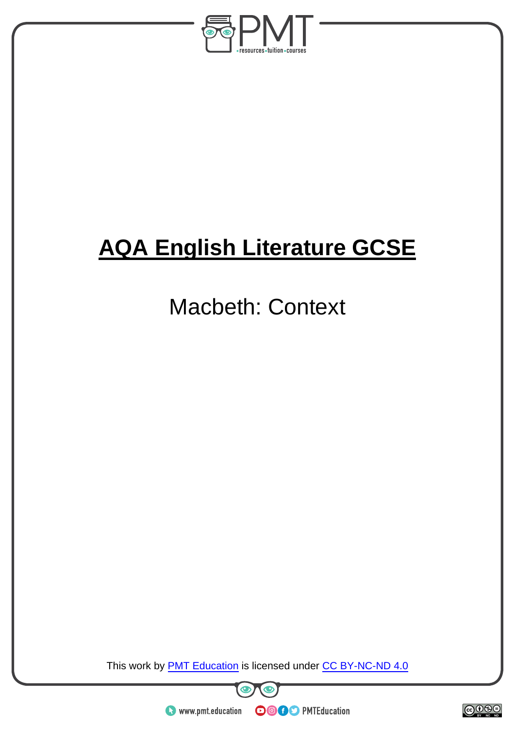# AQA English Literature GCSE

## Macbeth: Context

This work by [PMT Education](https://www.pmt.education) is licensed under [CC BY-NC-ND 4.0](https://creativecommons.org/licenses/by-nc-nd/4.0/)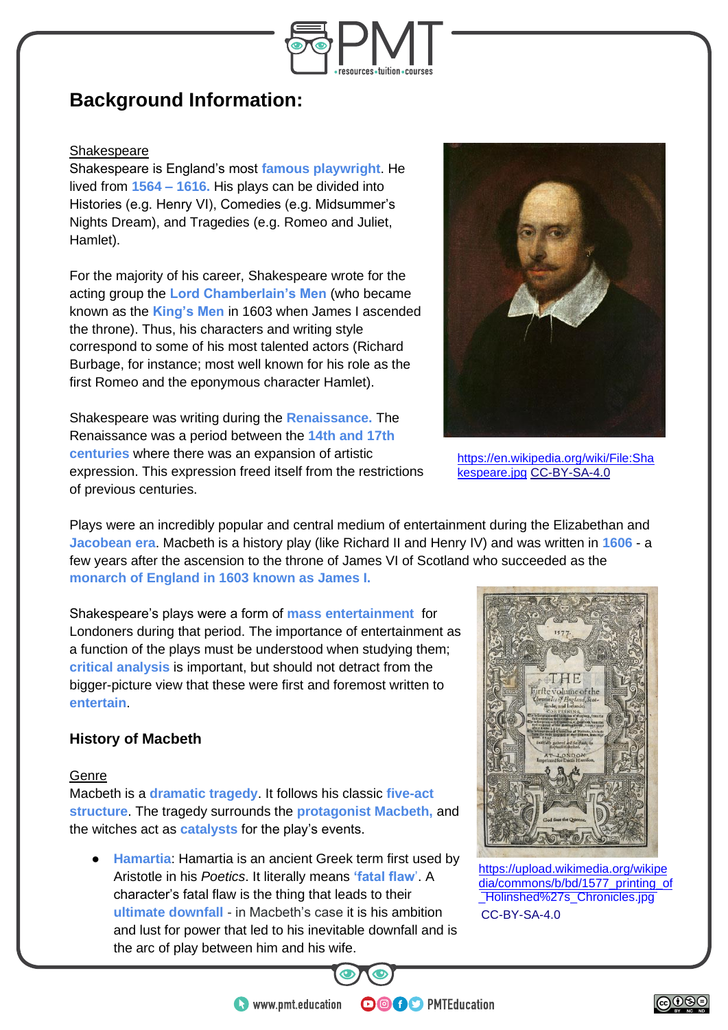## Background Information:

### Shakespeare

Shakespeare is England's most **famous playwright**. He lived from **1564 – 1616.** His plays can be divided into Histories (e.g. Henry VI), Comedies (e.g. Midsummer's Nights Dream), and Tragedies (e.g. Romeo and Juliet, Hamlet).

For the majority of his career, Shakespeare wrote for the acting group the **Lord Chamberlain's Men** (who became known as the **King's Men** in 1603 when James I ascended the throne). Thus, his characters and writing style correspond to some of his most talented actors (Richard Burbage, for instance; most well known for his role as the first Romeo and the eponymous character Hamlet).

Shakespeare was writing during the **Renaissance.** The Renaissance was a period between the **14th and 17th centuries** where there was an expansion of artistic expression. This expression freed itself from the restrictions of previous centuries.

https://en.wikipedia.org/wiki/File:Shakespeare.jpg CC-BY-SA-4.0

Plays were an incredibly popular and central medium of entertainment during the Elizabethan and **Jacobean era**. Macbeth is a history play (like Richard II and Henry IV) and was written in **1606** - a few years after the ascension to the throne of James VI of Scotland who succeeded as the **monarch of England in 1603 known as James I.**

Shakespeare's plays were a form of **mass entertainment** for Londoners during that period. The importance of entertainment as a function of the plays must be understood when studying them; **critical analysis** is important, but should not detract from the bigger-picture view that these were first and foremost written to **entertain**.

### History of Macbeth

#### Genre

Macbeth is a **dramatic tragedy**. It follows his classic **five-act structure**. The tragedy surrounds the **protagonist Macbeth,** and the witches act as **catalysts** for the play's events.

- **Hamartia**: Hamartia is an ancient Greek term first used by Aristotle in his *Poetics*. It literally means **'fatal flaw'**. A character's fatal flaw is the thing that leads to their **ultimate downfall** - in Macbeth's case it is his ambition and lust for power that led to his inevitable downfall and is the arc of play between him and his wife.

https://upload.wikimedia.org/wikipedia/commons/b/bd/1577_printing_of_Holinshed%27s_Chronicles.jpg CC-BY-SA-4.0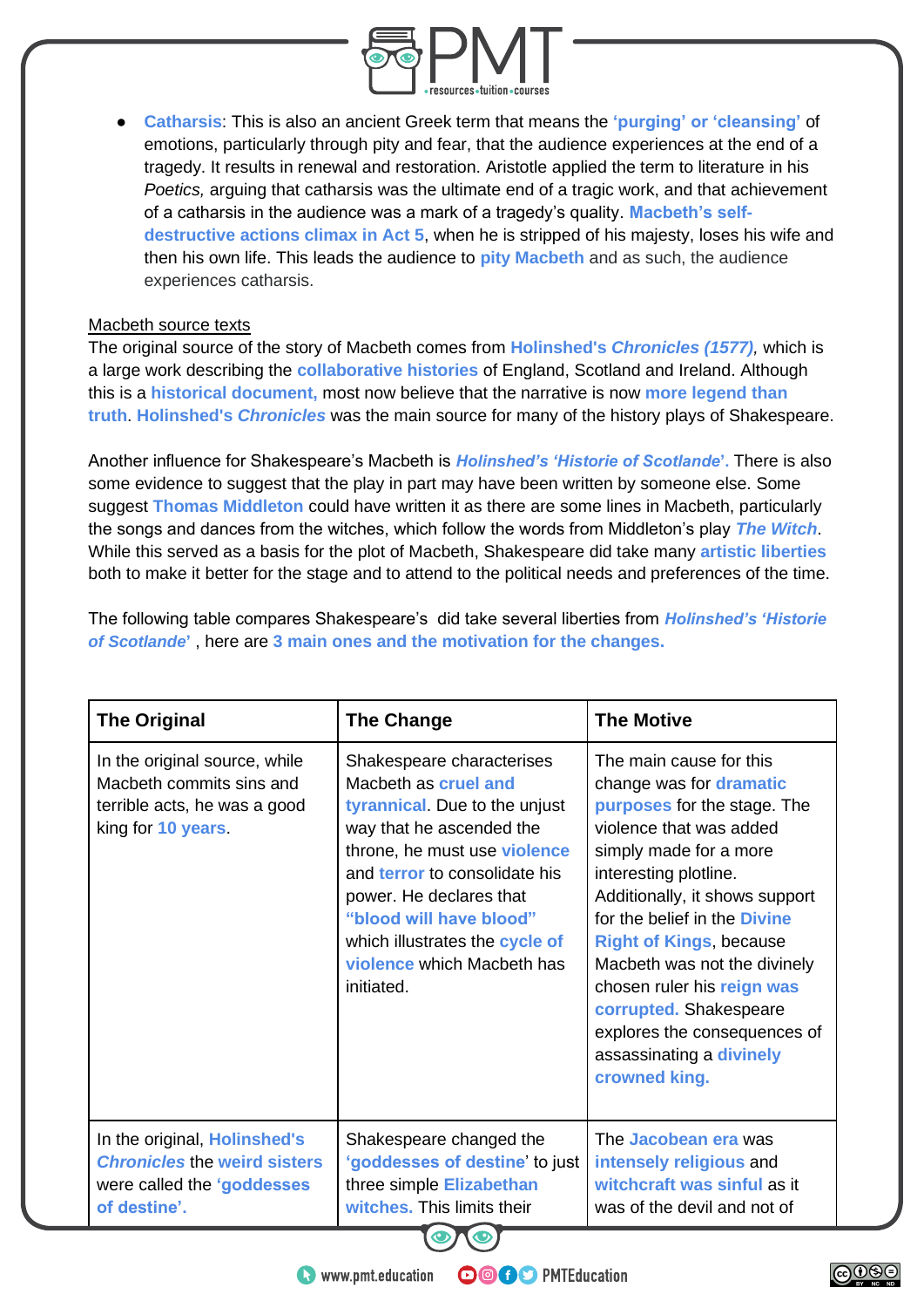- **Catharsis**: This is also an ancient Greek term that means the **'purging' or 'cleansing'** of emotions, particularly through pity and fear, that the audience experiences at the end of a tragedy. It results in renewal and restoration. Aristotle applied the term to literature in his *Poetics,* arguing that catharsis was the ultimate end of a tragic work, and that achievement of a catharsis in the audience was a mark of a tragedy's quality. **Macbeth's self-destructive actions climax in Act 5**, when he is stripped of his majesty, loses his wife and then his own life. This leads the audience to **pity Macbeth** and as such, the audience experiences catharsis.

<u>Macbeth source texts</u>

The original source of the story of Macbeth comes from **Holinshed's *Chronicles (1577)*,** which is a large work describing the **collaborative histories** of England, Scotland and Ireland. Although this is a **historical document,** most now believe that the narrative is now **more legend than truth**. **Holinshed's *Chronicles*** was the main source for many of the history plays of Shakespeare.

Another influence for Shakespeare's Macbeth is ***Holinshed's 'Historie of Scotlande'*.** There is also some evidence to suggest that the play in part may have been written by someone else. Some suggest **Thomas Middleton** could have written it as there are some lines in Macbeth, particularly the songs and dances from the witches, which follow the words from Middleton's play ***The Witch***. While this served as a basis for the plot of Macbeth, Shakespeare did take many **artistic liberties** both to make it better for the stage and to attend to the political needs and preferences of the time.

The following table compares Shakespeare's did take several liberties from ***Holinshed's 'Historie of Scotlande'*** , here are **3 main ones and the motivation for the changes.**

| The Original | The Change | The Motive |
| --- | --- | --- |
| In the original source, while Macbeth commits sins and terrible acts, he was a good king for **10 years**. | Shakespeare characterises Macbeth as **cruel and tyrannical**. Due to the unjust way that he ascended the throne, he must use **violence** and **terror** to consolidate his power. He declares that **"blood will have blood"** which illustrates the **cycle of violence** which Macbeth has initiated. | The main cause for this change was for **dramatic purposes** for the stage. The violence that was added simply made for a more interesting plotline. Additionally, it shows support for the belief in the **Divine Right of Kings**, because Macbeth was not the divinely chosen ruler his **reign was corrupted.** Shakespeare explores the consequences of assassinating a **divinely crowned king.** |
| In the original, **Holinshed's *Chronicles*** the **weird sisters** were called the **'goddesses of destine'.** | Shakespeare changed the **'goddesses of destine'** to just three simple **Elizabethan witches.** This limits their | The **Jacobean era** was **intensely religious** and **witchcraft was sinful** as it was of the devil and not of |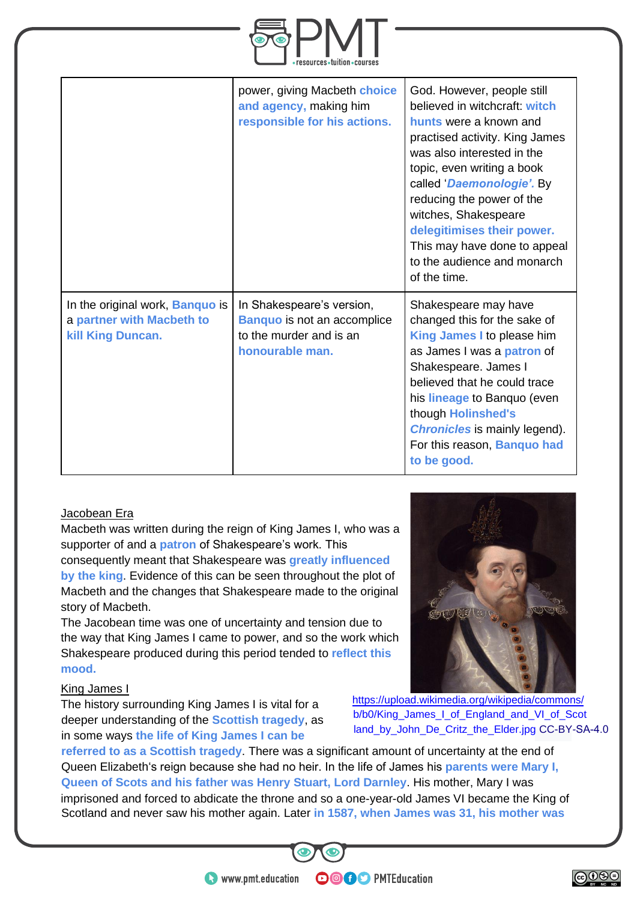| | | |
|---|---|---|
| | power, giving Macbeth **choice and agency,** making him **responsible for his actions.** | God. However, people still believed in witchcraft: **witch hunts** were a known and practised activity. King James was also interested in the topic, even writing a book called '***Daemonologie'.*** By reducing the power of the witches, Shakespeare **delegitimises their power.** This may have done to appeal to the audience and monarch of the time. |
| In the original work, **Banquo** is a **partner with Macbeth to kill King Duncan.** | In Shakespeare's version, **Banquo** is not an accomplice to the murder and is an **honourable man.** | Shakespeare may have changed this for the sake of **King James I** to please him as James I was a **patron** of Shakespeare. James I believed that he could trace his **lineage** to Banquo (even though **Holinshed's *Chronicles*** is mainly legend). For this reason, **Banquo had to be good.** |

Jacobean Era

Macbeth was written during the reign of King James I, who was a supporter of and a **patron** of Shakespeare's work. This consequently meant that Shakespeare was **greatly influenced by the king**. Evidence of this can be seen throughout the plot of Macbeth and the changes that Shakespeare made to the original story of Macbeth.

The Jacobean time was one of uncertainty and tension due to the way that King James I came to power, and so the work which Shakespeare produced during this period tended to **reflect this mood.**

https://upload.wikimedia.org/wikipedia/commons/b/b0/King_James_I_of_England_and_VI_of_Scotland_by_John_De_Critz_the_Elder.jpg CC-BY-SA-4.0

King James I

The history surrounding King James I is vital for a deeper understanding of the **Scottish tragedy**, as in some ways **the life of King James I can be referred to as a Scottish tragedy**. There was a significant amount of uncertainty at the end of Queen Elizabeth's reign because she had no heir. In the life of James his **parents were Mary I, Queen of Scots and his father was Henry Stuart, Lord Darnley**. His mother, Mary I was imprisoned and forced to abdicate the throne and so a one-year-old James VI became the King of Scotland and never saw his mother again. Later **in 1587, when James was 31, his mother was**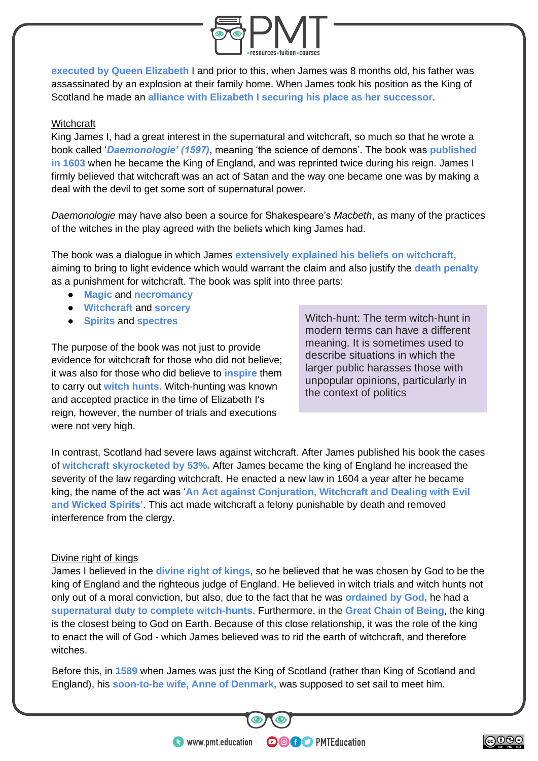executed by Queen Elizabeth I and prior to this, when James was 8 months old, his father was assassinated by an explosion at their family home. When James took his position as the King of Scotland he made an **alliance with Elizabeth I securing his place as her successor.**

## Witchcraft

King James I, had a great interest in the supernatural and witchcraft, so much so that he wrote a book called '***Daemonologie' (1597)***, meaning 'the science of demons'. The book was **published in 1603** when he became the King of England, and was reprinted twice during his reign. James I firmly believed that witchcraft was an act of Satan and the way one became one was by making a deal with the devil to get some sort of supernatural power.

*Daemonologie* may have also been a source for Shakespeare's *Macbeth*, as many of the practices of the witches in the play agreed with the beliefs which king James had.

The book was a dialogue in which James **extensively explained his beliefs on witchcraft,** aiming to bring to light evidence which would warrant the claim and also justify the **death penalty** as a punishment for witchcraft. The book was split into three parts:

- **Magic** and **necromancy**
- **Witchcraft** and **sorcery**
- **Spirits** and **spectres**

The purpose of the book was not just to provide evidence for witchcraft for those who did not believe; it was also for those who did believe to **inspire** them to carry out **witch hunts.** Witch-hunting was known and accepted practice in the time of Elizabeth I's reign, however, the number of trials and executions were not very high.

> Witch-hunt: The term witch-hunt in modern terms can have a different meaning. It is sometimes used to describe situations in which the larger public harasses those with unpopular opinions, particularly in the context of politics

In contrast, Scotland had severe laws against witchcraft. After James published his book the cases of **witchcraft skyrocketed by 53%.** After James became the king of England he increased the severity of the law regarding witchcraft. He enacted a new law in 1604 a year after he became king, the name of the act was '**An Act against Conjuration, Witchcraft and Dealing with Evil and Wicked Spirits**'. This act made witchcraft a felony punishable by death and removed interference from the clergy.

## Divine right of kings

James I believed in the **divine right of kings**, so he believed that he was chosen by God to be the king of England and the righteous judge of England. He believed in witch trials and witch hunts not only out of a moral conviction, but also, due to the fact that he was **ordained by God,** he had a **supernatural duty to complete witch-hunts**. Furthermore, in the **Great Chain of Being**, the king is the closest being to God on Earth. Because of this close relationship, it was the role of the king to enact the will of God - which James believed was to rid the earth of witchcraft, and therefore witches.

Before this, in **1589** when James was just the King of Scotland (rather than King of Scotland and England), his **soon-to-be wife, Anne of Denmark,** was supposed to set sail to meet him.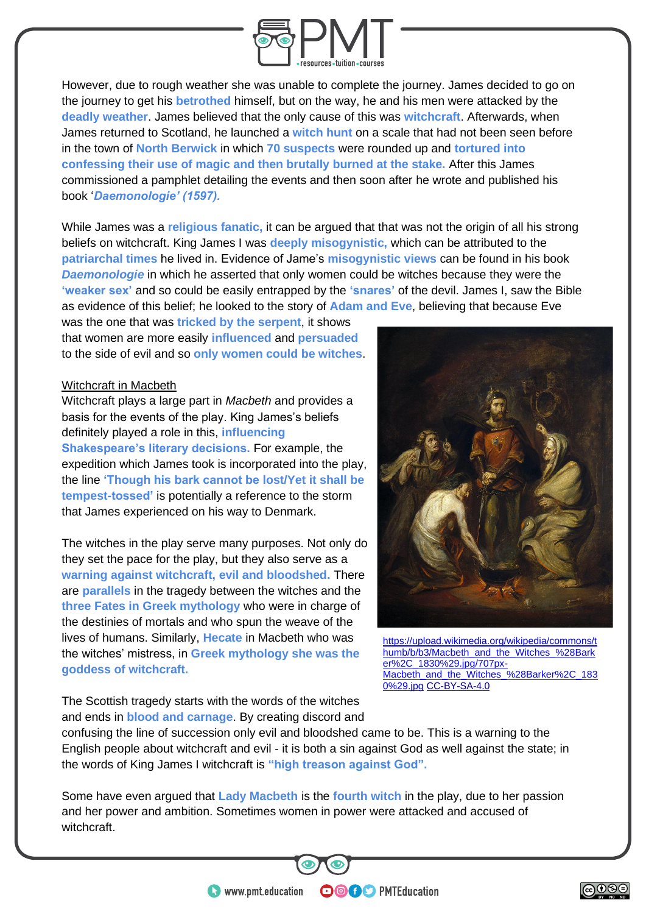However, due to rough weather she was unable to complete the journey. James decided to go on the journey to get his **betrothed** himself, but on the way, he and his men were attacked by the **deadly weather**. James believed that the only cause of this was **witchcraft**. Afterwards, when James returned to Scotland, he launched a **witch hunt** on a scale that had not been seen before in the town of **North Berwick** in which **70 suspects** were rounded up and **tortured into confessing their use of magic and then brutally burned at the stake.** After this James commissioned a pamphlet detailing the events and then soon after he wrote and published his book '***Daemonologie' (1597).***

While James was a **religious fanatic,** it can be argued that that was not the origin of all his strong beliefs on witchcraft. King James I was **deeply misogynistic,** which can be attributed to the **patriarchal times** he lived in. Evidence of Jame's **misogynistic views** can be found in his book ***Daemonologie*** in which he asserted that only women could be witches because they were the **'weaker sex'** and so could be easily entrapped by the **'snares'** of the devil. James I, saw the Bible as evidence of this belief; he looked to the story of **Adam and Eve**, believing that because Eve was the one that was **tricked by the serpent**, it shows that women are more easily **influenced** and **persuaded** to the side of evil and so **only women could be witches**.

Witchcraft in Macbeth

Witchcraft plays a large part in *Macbeth* and provides a basis for the events of the play. King James's beliefs definitely played a role in this, **influencing Shakespeare's literary decisions.** For example, the expedition which James took is incorporated into the play, the line **'Though his bark cannot be lost/Yet it shall be tempest-tossed'** is potentially a reference to the storm that James experienced on his way to Denmark.

https://upload.wikimedia.org/wikipedia/commons/thumb/b/b3/Macbeth_and_the_Witches_%28Barker%2C_1830%29.jpg/707px-Macbeth_and_the_Witches_%28Barker%2C_1830%29.jpg CC-BY-SA-4.0

The witches in the play serve many purposes. Not only do they set the pace for the play, but they also serve as a **warning against witchcraft, evil and bloodshed.** There are **parallels** in the tragedy between the witches and the **three Fates in Greek mythology** who were in charge of the destinies of mortals and who spun the weave of the lives of humans. Similarly, **Hecate** in Macbeth who was the witches' mistress, in **Greek mythology she was the goddess of witchcraft.**

The Scottish tragedy starts with the words of the witches and ends in **blood and carnage**. By creating discord and confusing the line of succession only evil and bloodshed came to be. This is a warning to the English people about witchcraft and evil - it is both a sin against God as well against the state; in the words of King James I witchcraft is **"high treason against God".**

Some have even argued that **Lady Macbeth** is the **fourth witch** in the play, due to her passion and her power and ambition. Sometimes women in power were attacked and accused of witchcraft.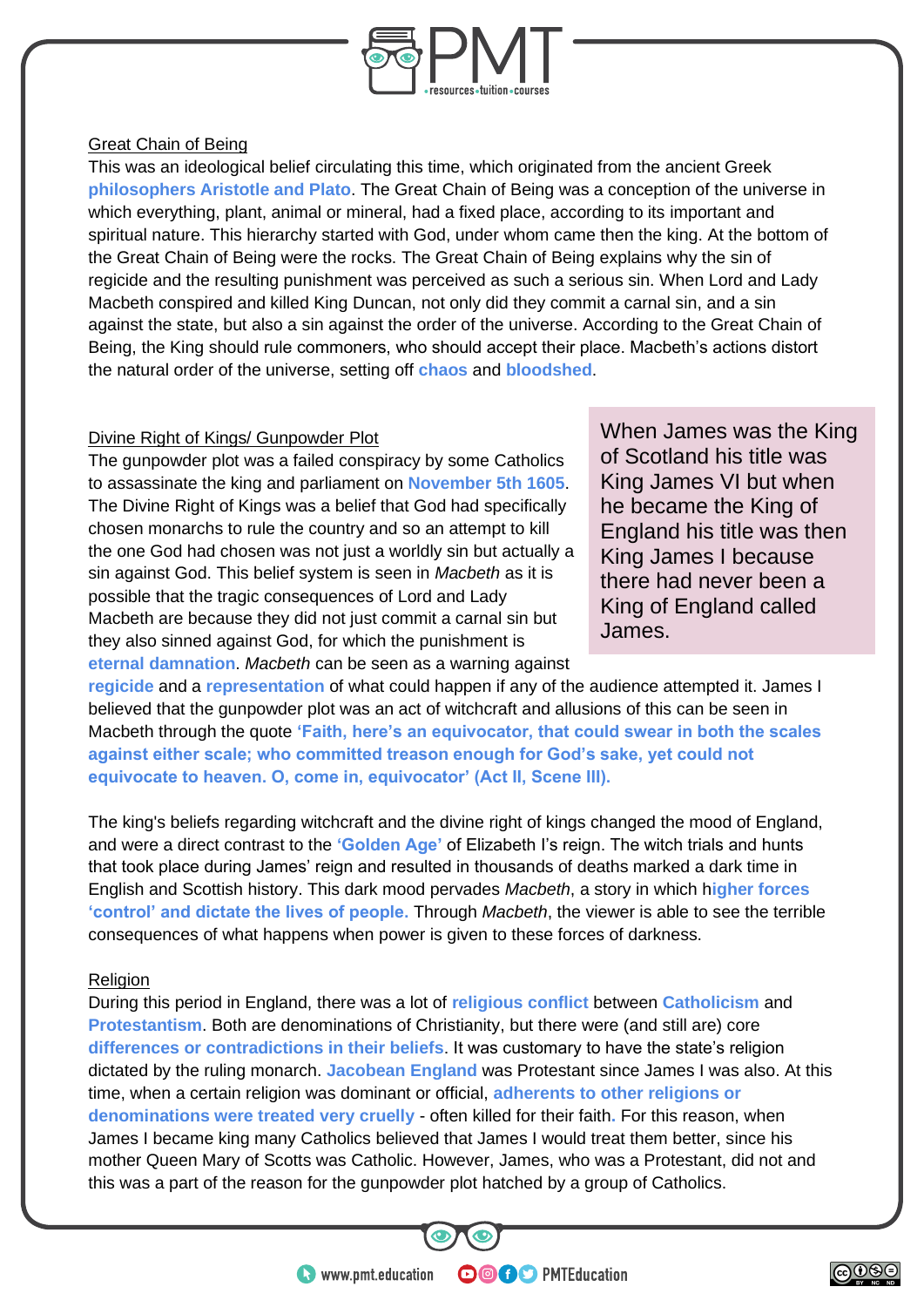## Great Chain of Being

This was an ideological belief circulating this time, which originated from the ancient Greek **philosophers Aristotle and Plato**. The Great Chain of Being was a conception of the universe in which everything, plant, animal or mineral, had a fixed place, according to its important and spiritual nature. This hierarchy started with God, under whom came then the king. At the bottom of the Great Chain of Being were the rocks. The Great Chain of Being explains why the sin of regicide and the resulting punishment was perceived as such a serious sin. When Lord and Lady Macbeth conspired and killed King Duncan, not only did they commit a carnal sin, and a sin against the state, but also a sin against the order of the universe. According to the Great Chain of Being, the King should rule commoners, who should accept their place. Macbeth's actions distort the natural order of the universe, setting off **chaos** and **bloodshed**.

## Divine Right of Kings/ Gunpowder Plot

The gunpowder plot was a failed conspiracy by some Catholics to assassinate the king and parliament on **November 5th 1605**. The Divine Right of Kings was a belief that God had specifically chosen monarchs to rule the country and so an attempt to kill the one God had chosen was not just a worldly sin but actually a sin against God. This belief system is seen in *Macbeth* as it is possible that the tragic consequences of Lord and Lady Macbeth are because they did not just commit a carnal sin but they also sinned against God, for which the punishment is **eternal damnation**. *Macbeth* can be seen as a warning against **regicide** and a **representation** of what could happen if any of the audience attempted it. James I believed that the gunpowder plot was an act of witchcraft and allusions of this can be seen in Macbeth through the quote **'Faith, here's an equivocator, that could swear in both the scales against either scale; who committed treason enough for God's sake, yet could not equivocate to heaven. O, come in, equivocator' (Act II, Scene III).**

> When James was the King of Scotland his title was King James VI but when he became the King of England his title was then King James I because there had never been a King of England called James.

The king's beliefs regarding witchcraft and the divine right of kings changed the mood of England, and were a direct contrast to the **'Golden Age'** of Elizabeth I's reign. The witch trials and hunts that took place during James' reign and resulted in thousands of deaths marked a dark time in English and Scottish history. This dark mood pervades *Macbeth*, a story in which h**igher forces 'control' and dictate the lives of people.** Through *Macbeth*, the viewer is able to see the terrible consequences of what happens when power is given to these forces of darkness.

## Religion

During this period in England, there was a lot of **religious conflict** between **Catholicism** and **Protestantism**. Both are denominations of Christianity, but there were (and still are) core **differences or contradictions in their beliefs**. It was customary to have the state's religion dictated by the ruling monarch. **Jacobean England** was Protestant since James I was also. At this time, when a certain religion was dominant or official, **adherents to other religions or denominations were treated very cruelly** - often killed for their faith. For this reason, when James I became king many Catholics believed that James I would treat them better, since his mother Queen Mary of Scotts was Catholic. However, James, who was a Protestant, did not and this was a part of the reason for the gunpowder plot hatched by a group of Catholics.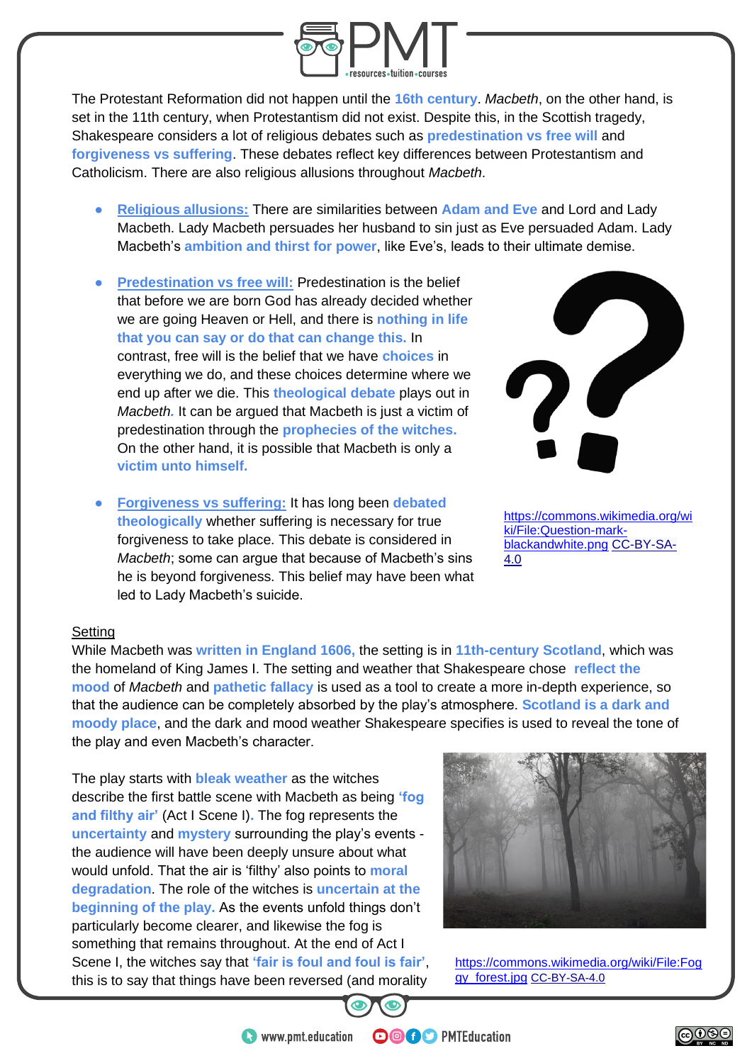The Protestant Reformation did not happen until the **16th century**. *Macbeth*, on the other hand, is set in the 11th century, when Protestantism did not exist. Despite this, in the Scottish tragedy, Shakespeare considers a lot of religious debates such as **predestination vs free will** and **forgiveness vs suffering**. These debates reflect key differences between Protestantism and Catholicism. There are also religious allusions throughout *Macbeth*.

- **Religious allusions:** There are similarities between **Adam and Eve** and Lord and Lady Macbeth. Lady Macbeth persuades her husband to sin just as Eve persuaded Adam. Lady Macbeth's **ambition and thirst for power**, like Eve's, leads to their ultimate demise.

- **Predestination vs free will:** Predestination is the belief that before we are born God has already decided whether we are going Heaven or Hell, and there is **nothing in life that you can say or do that can change this.** In contrast, free will is the belief that we have **choices** in everything we do, and these choices determine where we end up after we die. This **theological debate** plays out in *Macbeth*. It can be argued that Macbeth is just a victim of predestination through the **prophecies of the witches.** On the other hand, it is possible that Macbeth is only a **victim unto himself.**

- **Forgiveness vs suffering:** It has long been **debated theologically** whether suffering is necessary for true forgiveness to take place. This debate is considered in *Macbeth*; some can argue that because of Macbeth's sins he is beyond forgiveness. This belief may have been what led to Lady Macbeth's suicide.

https://commons.wikimedia.org/wiki/File:Question-mark-blackandwhite.png CC-BY-SA-4.0

Setting

While Macbeth was **written in England 1606,** the setting is in **11th-century Scotland**, which was the homeland of King James I. The setting and weather that Shakespeare chose **reflect the mood** of *Macbeth* and **pathetic fallacy** is used as a tool to create a more in-depth experience, so that the audience can be completely absorbed by the play's atmosphere. **Scotland is a dark and moody place**, and the dark and mood weather Shakespeare specifies is used to reveal the tone of the play and even Macbeth's character.

The play starts with **bleak weather** as the witches describe the first battle scene with Macbeth as being **'fog and filthy air'** (Act I Scene I). The fog represents the **uncertainty** and **mystery** surrounding the play's events - the audience will have been deeply unsure about what would unfold. That the air is 'filthy' also points to **moral degradation**. The role of the witches is **uncertain at the beginning of the play.** As the events unfold things don't particularly become clearer, and likewise the fog is something that remains throughout. At the end of Act I Scene I, the witches say that **'fair is foul and foul is fair'**, this is to say that things have been reversed (and morality

https://commons.wikimedia.org/wiki/File:Foggy_forest.jpg CC-BY-SA-4.0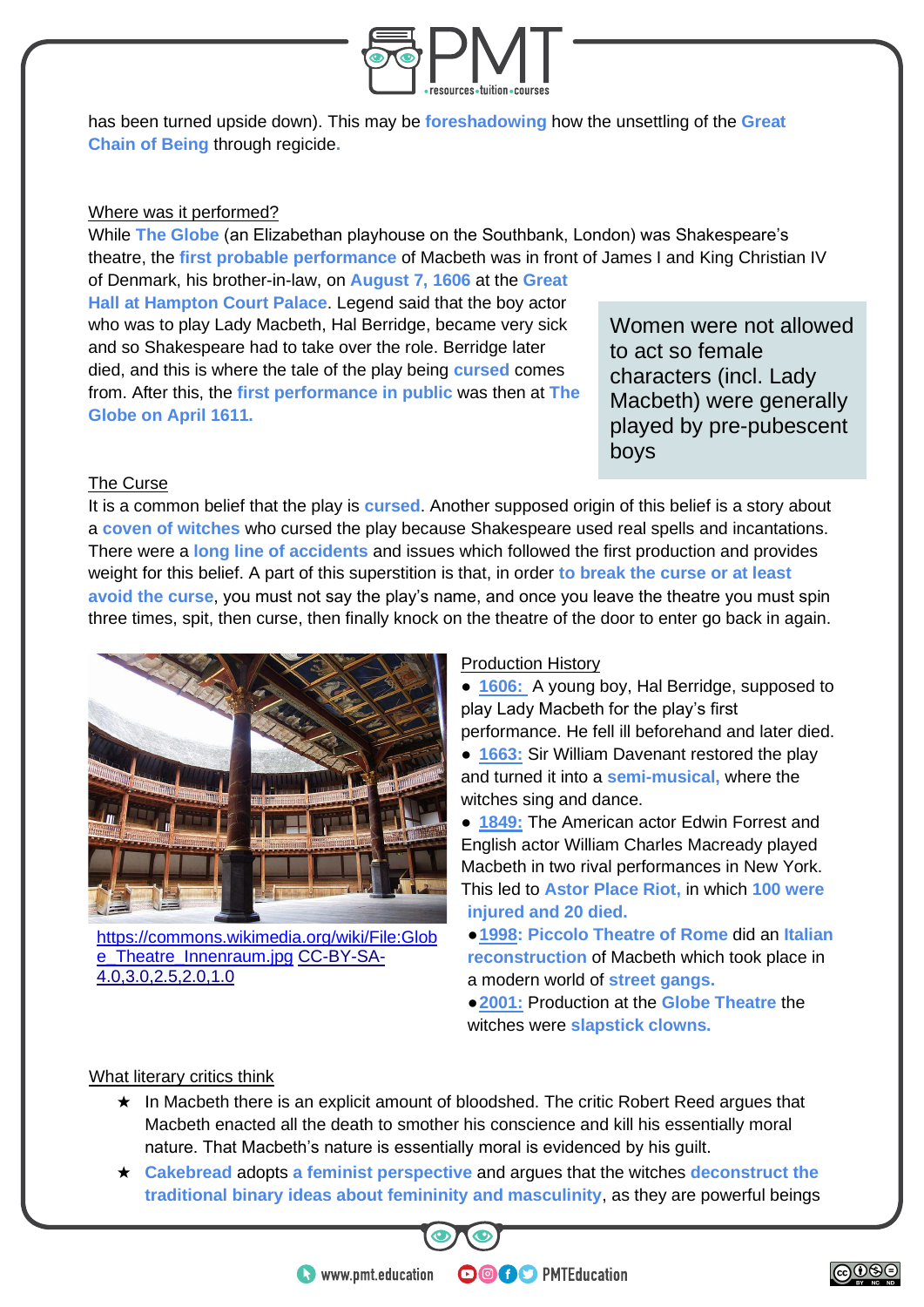has been turned upside down). This may be **foreshadowing** how the unsettling of the **Great Chain of Being** through regicide.

## Where was it performed?

While **The Globe** (an Elizabethan playhouse on the Southbank, London) was Shakespeare's theatre, the **first probable performance** of Macbeth was in front of James I and King Christian IV of Denmark, his brother-in-law, on **August 7, 1606** at the **Great Hall at Hampton Court Palace**. Legend said that the boy actor who was to play Lady Macbeth, Hal Berridge, became very sick and so Shakespeare had to take over the role. Berridge later died, and this is where the tale of the play being **cursed** comes from. After this, the **first performance in public** was then at **The Globe on April 1611.**

> Women were not allowed to act so female characters (incl. Lady Macbeth) were generally played by pre-pubescent boys

## The Curse

It is a common belief that the play is **cursed**. Another supposed origin of this belief is a story about a **coven of witches** who cursed the play because Shakespeare used real spells and incantations. There were a **long line of accidents** and issues which followed the first production and provides weight for this belief. A part of this superstition is that, in order **to break the curse or at least avoid the curse**, you must not say the play's name, and once you leave the theatre you must spin three times, spit, then curse, then finally knock on the theatre of the door to enter go back in again.

https://commons.wikimedia.org/wiki/File:Globe_Theatre_Innenraum.jpg CC-BY-SA-4.0,3.0,2.5,2.0,1.0

## Production History

- **1606:** A young boy, Hal Berridge, supposed to play Lady Macbeth for the play's first performance. He fell ill beforehand and later died.
- **1663:** Sir William Davenant restored the play and turned it into a **semi-musical,** where the witches sing and dance.
- **1849:** The American actor Edwin Forrest and English actor William Charles Macready played Macbeth in two rival performances in New York. This led to **Astor Place Riot,** in which **100 were injured and 20 died.**
- **1998: Piccolo Theatre of Rome** did an **Italian reconstruction** of Macbeth which took place in a modern world of **street gangs.**
- **2001:** Production at the **Globe Theatre** the witches were **slapstick clowns.**

## What literary critics think

★ In Macbeth there is an explicit amount of bloodshed. The critic Robert Reed argues that Macbeth enacted all the death to smother his conscience and kill his essentially moral nature. That Macbeth's nature is essentially moral is evidenced by his guilt.

★ **Cakebread** adopts **a feminist perspective** and argues that the witches **deconstruct the traditional binary ideas about femininity and masculinity**, as they are powerful beings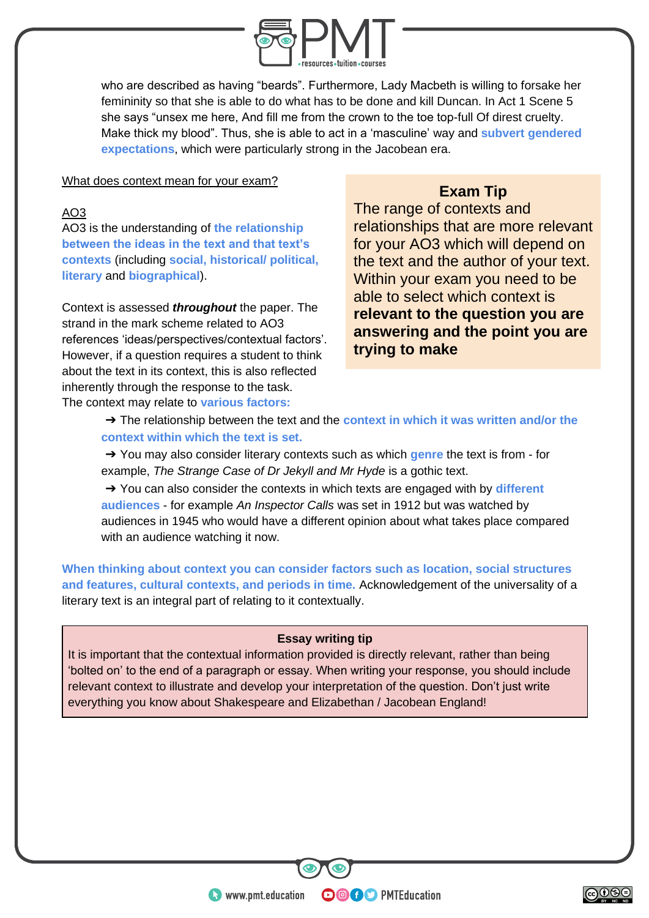who are described as having "beards". Furthermore, Lady Macbeth is willing to forsake her femininity so that she is able to do what has to be done and kill Duncan. In Act 1 Scene 5 she says "unsex me here, And fill me from the crown to the toe top-full Of direst cruelty. Make thick my blood". Thus, she is able to act in a 'masculine' way and **subvert gendered expectations**, which were particularly strong in the Jacobean era.

What does context mean for your exam?

AO3

AO3 is the understanding of **the relationship between the ideas in the text and that text's contexts** (including **social, historical/ political, literary** and **biographical**).

Context is assessed ***throughout*** the paper. The strand in the mark scheme related to AO3 references 'ideas/perspectives/contextual factors'. However, if a question requires a student to think about the text in its context, this is also reflected inherently through the response to the task.

The context may relate to **various factors:**

➔ The relationship between the text and the **context in which it was written and/or the context within which the text is set.**

➔ You may also consider literary contexts such as which **genre** the text is from - for example, *The Strange Case of Dr Jekyll and Mr Hyde* is a gothic text.

➔ You can also consider the contexts in which texts are engaged with by **different audiences** - for example *An Inspector Calls* was set in 1912 but was watched by audiences in 1945 who would have a different opinion about what takes place compared with an audience watching it now.

**Exam Tip**

The range of contexts and relationships that are more relevant for your AO3 which will depend on the text and the author of your text. Within your exam you need to be able to select which context is **relevant to the question you are answering and the point you are trying to make**

**When thinking about context you can consider factors such as location, social structures and features, cultural contexts, and periods in time.** Acknowledgement of the universality of a literary text is an integral part of relating to it contextually.

**Essay writing tip**

It is important that the contextual information provided is directly relevant, rather than being 'bolted on' to the end of a paragraph or essay. When writing your response, you should include relevant context to illustrate and develop your interpretation of the question. Don't just write everything you know about Shakespeare and Elizabethan / Jacobean England!